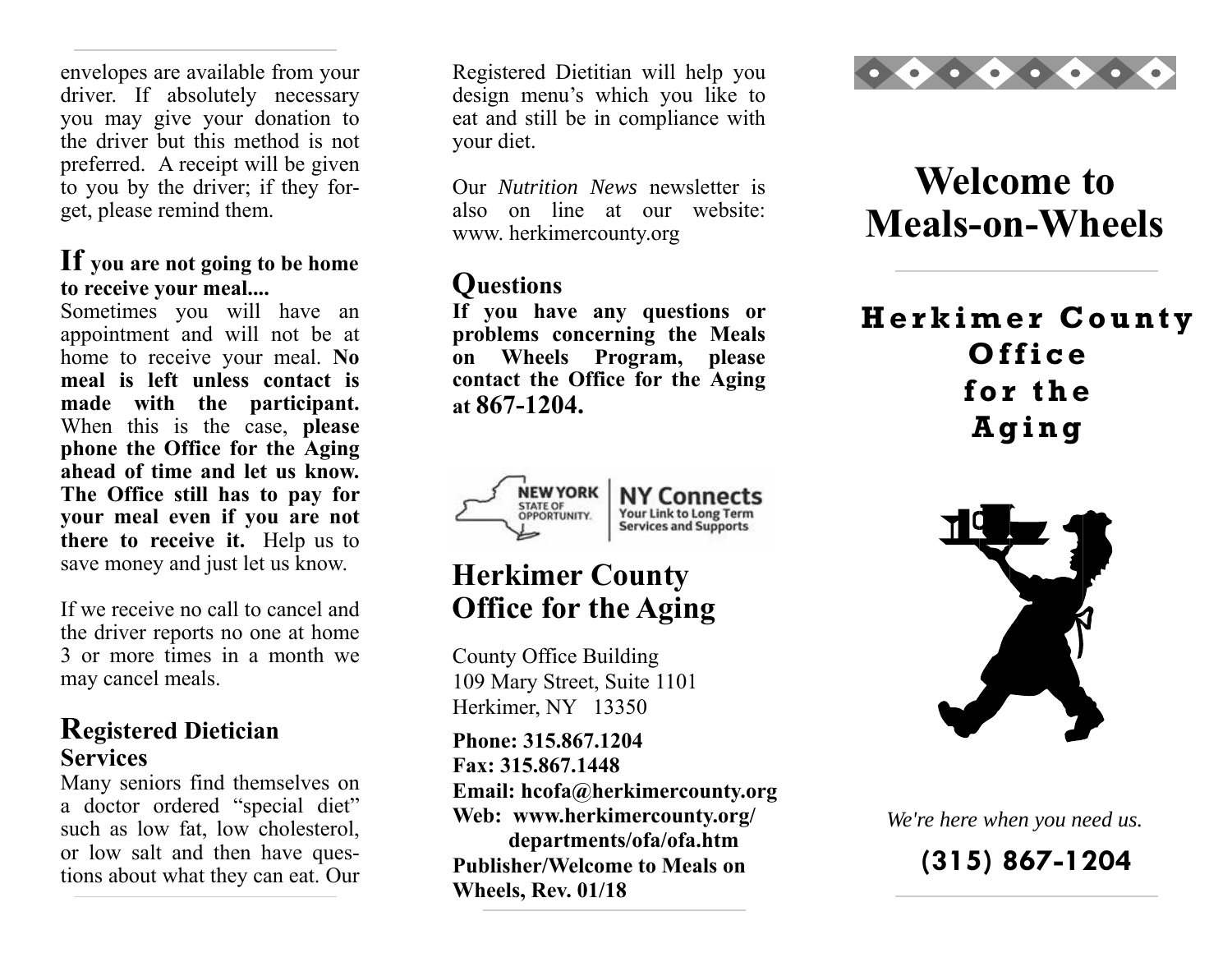envelopes are available from your driver. If absolutely necessary you may give your donation to the driver but this method is not preferred. A receipt will be given to you by the driver; if they forget, please remind them.

## If you are not going to be home to receive your meal....

Sometimes you will have an appointment and will not be at home to receive your meal. **No meal is left unless contact is made with the participant.** When this is the case, **please phone the Office for the Aging ahead of time and let us know. The Office still has to pay for your meal even if you are not there to receive it.** Help us to save money and just let us know.

If we receive no call to cancel and the driver reports no one at home 3 or more times in a month we may cancel meals.

## Registered Dietician Services

Many seniors find themselves on a doctor ordered "special diet" such as low fat, low cholesterol, or low salt and then have questions about what they can eat. Our Registered Dietitian will help you design menu's which you like to eat and still be in compliance with your diet.

Our *Nutrition News* newsletter is also on line at our website: www. herkimercounty.org

## Questions

**If you have any questions or problems concerning the Meals on Wheels Program, please contact the Office for the Aging at 867-1204.**

NEW YORK STATE OF OPPORTUNITY. | NY Connects — Your Link to Long Term Services and Supports

## Herkimer County Office for the Aging

County Office Building
109 Mary Street, Suite 1101
Herkimer, NY 13350

**Phone: 315.867.1204**
**Fax: 315.867.1448**
**Email: hcofa@herkimercounty.org**
**Web: www.herkimercounty.org/departments/ofa/ofa.htm**
**Publisher/Welcome to Meals on Wheels, Rev. 01/18**

# Welcome to Meals-on-Wheels

## Herkimer County Office for the Aging

*We're here when you need us.*

**(315) 867-1204**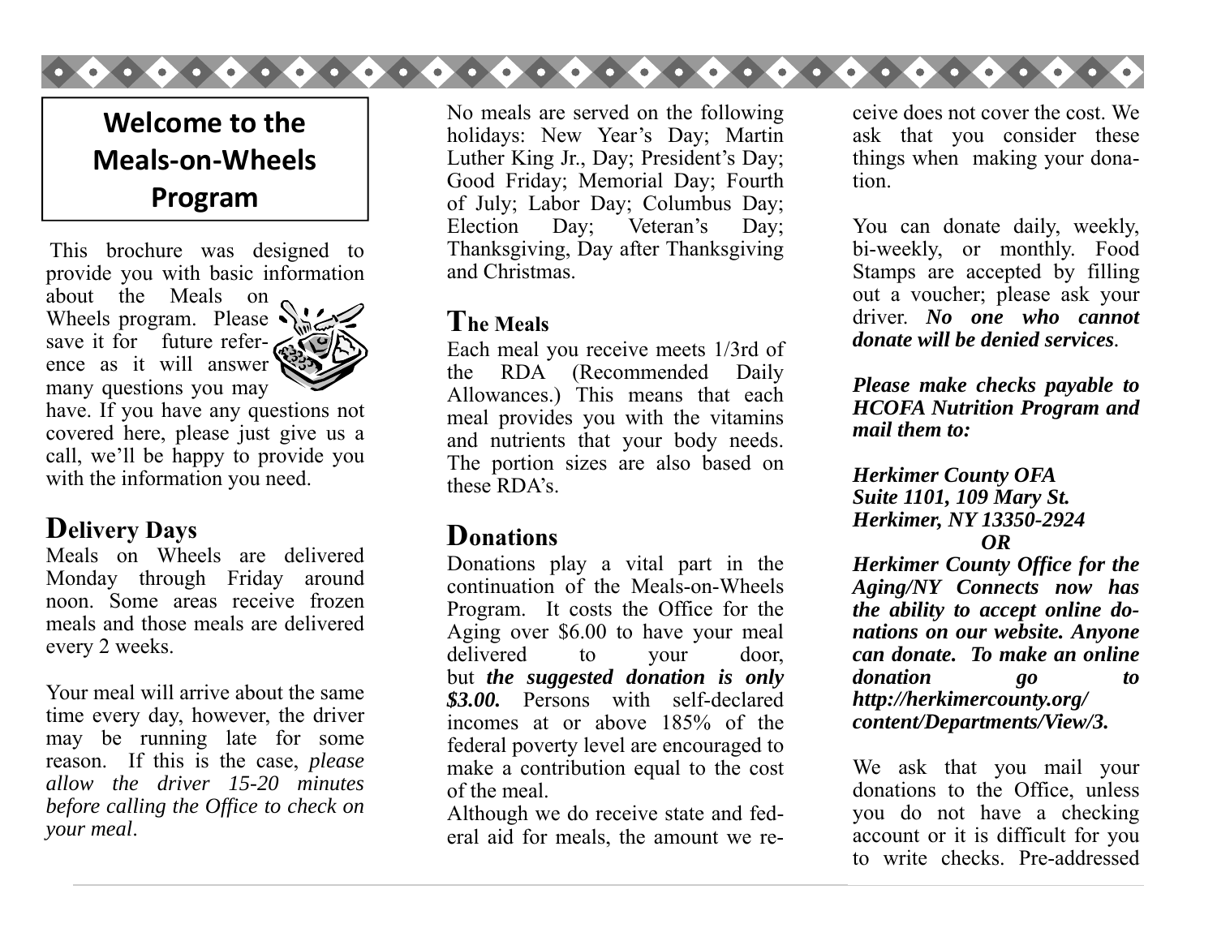## Welcome to the Meals-on-Wheels Program

This brochure was designed to provide you with basic information about the Meals on Wheels program. Please save it for future reference as it will answer many questions you may have. If you have any questions not covered here, please just give us a call, we'll be happy to provide you with the information you need.

## Delivery Days

Meals on Wheels are delivered Monday through Friday around noon. Some areas receive frozen meals and those meals are delivered every 2 weeks.

Your meal will arrive about the same time every day, however, the driver may be running late for some reason. If this is the case, *please allow the driver 15-20 minutes before calling the Office to check on your meal*.

No meals are served on the following holidays: New Year's Day; Martin Luther King Jr., Day; President's Day; Good Friday; Memorial Day; Fourth of July; Labor Day; Columbus Day; Election Day; Veteran's Day; Thanksgiving, Day after Thanksgiving and Christmas.

## The Meals

Each meal you receive meets 1/3rd of the RDA (Recommended Daily Allowances.) This means that each meal provides you with the vitamins and nutrients that your body needs. The portion sizes are also based on these RDA's.

## Donations

Donations play a vital part in the continuation of the Meals-on-Wheels Program. It costs the Office for the Aging over $6.00 to have your meal delivered to your door, but ***the suggested donation is only $3.00.*** Persons with self-declared incomes at or above 185% of the federal poverty level are encouraged to make a contribution equal to the cost of the meal.

Although we do receive state and federal aid for meals, the amount we receive does not cover the cost. We ask that you consider these things when making your donation.

You can donate daily, weekly, bi-weekly, or monthly. Food Stamps are accepted by filling out a voucher; please ask your driver. ***No one who cannot donate will be denied services***.

***Please make checks payable to HCOFA Nutrition Program and mail them to:***

***Herkimer County OFA***
***Suite 1101, 109 Mary St.***
***Herkimer, NY 13350-2924***

***OR***

***Herkimer County Office for the Aging/NY Connects now has the ability to accept online donations on our website. Anyone can donate. To make an online donation go to http://herkimercounty.org/content/Departments/View/3.***

We ask that you mail your donations to the Office, unless you do not have a checking account or it is difficult for you to write checks. Pre-addressed